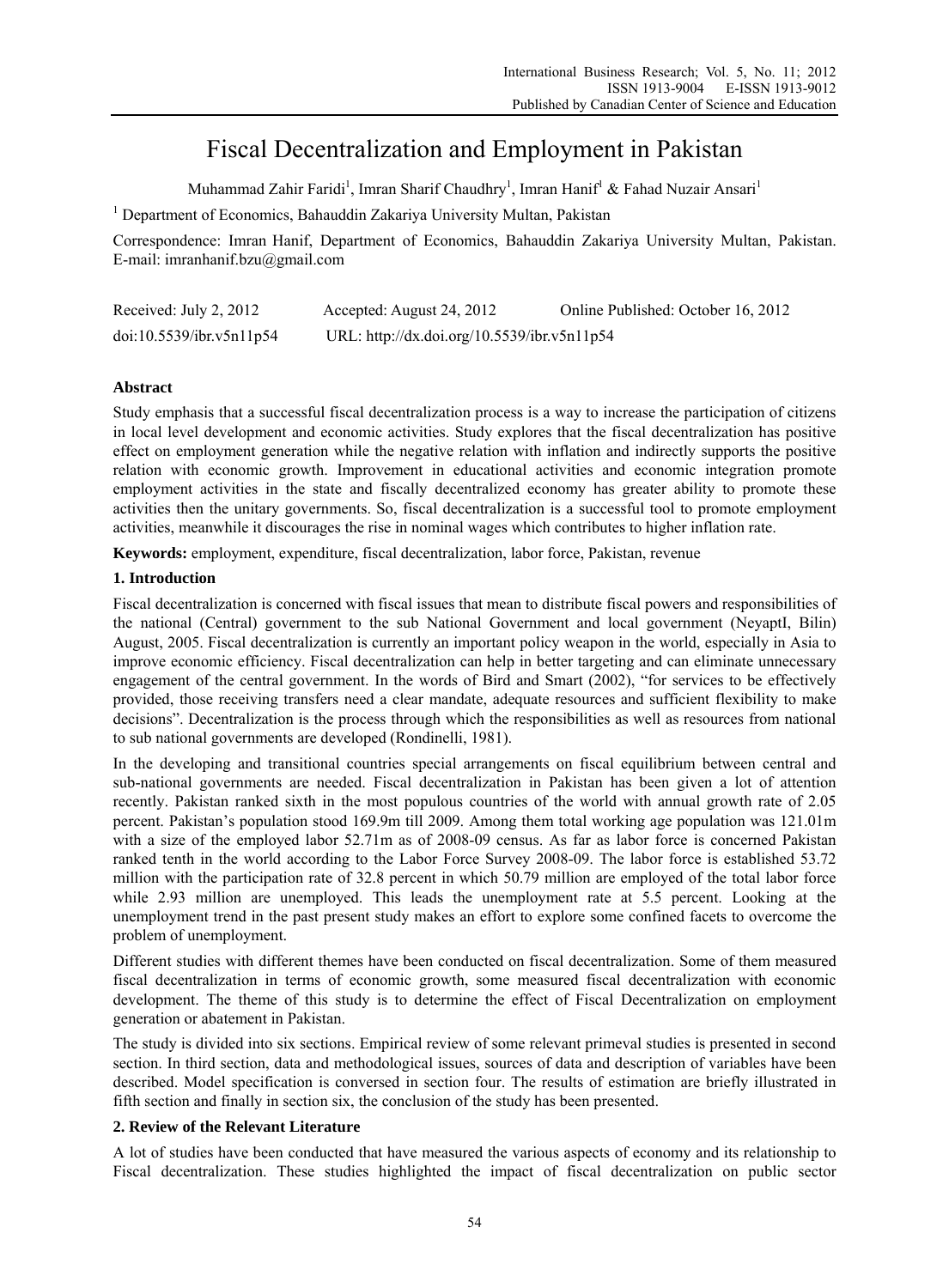# Fiscal Decentralization and Employment in Pakistan

Muhammad Zahir Faridi[1], Imran Sharif Chaudhry[1], Imran Hanif[1] & Fahad Nuzair Ansari[1]

[1] Department of Economics, Bahauddin Zakariya University Multan, Pakistan

Correspondence: Imran Hanif, Department of Economics, Bahauddin Zakariya University Multan, Pakistan. E-mail: imranhanif.bzu@gmail.com

Received: July 2, 2012 Accepted: August 24, 2012 Online Published: October 16, 2012

doi:10.5539/ibr.v5n11p54 URL: http://dx.doi.org/10.5539/ibr.v5n11p54

## Abstract

Study emphasis that a successful fiscal decentralization process is a way to increase the participation of citizens in local level development and economic activities. Study explores that the fiscal decentralization has positive effect on employment generation while the negative relation with inflation and indirectly supports the positive relation with economic growth. Improvement in educational activities and economic integration promote employment activities in the state and fiscally decentralized economy has greater ability to promote these activities then the unitary governments. So, fiscal decentralization is a successful tool to promote employment activities, meanwhile it discourages the rise in nominal wages which contributes to higher inflation rate.

**Keywords:** employment, expenditure, fiscal decentralization, labor force, Pakistan, revenue

## 1. Introduction

Fiscal decentralization is concerned with fiscal issues that mean to distribute fiscal powers and responsibilities of the national (Central) government to the sub National Government and local government (NeyaptI, Bilin) August, 2005. Fiscal decentralization is currently an important policy weapon in the world, especially in Asia to improve economic efficiency. Fiscal decentralization can help in better targeting and can eliminate unnecessary engagement of the central government. In the words of Bird and Smart (2002), "for services to be effectively provided, those receiving transfers need a clear mandate, adequate resources and sufficient flexibility to make decisions". Decentralization is the process through which the responsibilities as well as resources from national to sub national governments are developed (Rondinelli, 1981).

In the developing and transitional countries special arrangements on fiscal equilibrium between central and sub-national governments are needed. Fiscal decentralization in Pakistan has been given a lot of attention recently. Pakistan ranked sixth in the most populous countries of the world with annual growth rate of 2.05 percent. Pakistan's population stood 169.9m till 2009. Among them total working age population was 121.01m with a size of the employed labor 52.71m as of 2008-09 census. As far as labor force is concerned Pakistan ranked tenth in the world according to the Labor Force Survey 2008-09. The labor force is established 53.72 million with the participation rate of 32.8 percent in which 50.79 million are employed of the total labor force while 2.93 million are unemployed. This leads the unemployment rate at 5.5 percent. Looking at the unemployment trend in the past present study makes an effort to explore some confined facets to overcome the problem of unemployment.

Different studies with different themes have been conducted on fiscal decentralization. Some of them measured fiscal decentralization in terms of economic growth, some measured fiscal decentralization with economic development. The theme of this study is to determine the effect of Fiscal Decentralization on employment generation or abatement in Pakistan.

The study is divided into six sections. Empirical review of some relevant primeval studies is presented in second section. In third section, data and methodological issues, sources of data and description of variables have been described. Model specification is conversed in section four. The results of estimation are briefly illustrated in fifth section and finally in section six, the conclusion of the study has been presented.

## 2. Review of the Relevant Literature

A lot of studies have been conducted that have measured the various aspects of economy and its relationship to Fiscal decentralization. These studies highlighted the impact of fiscal decentralization on public sector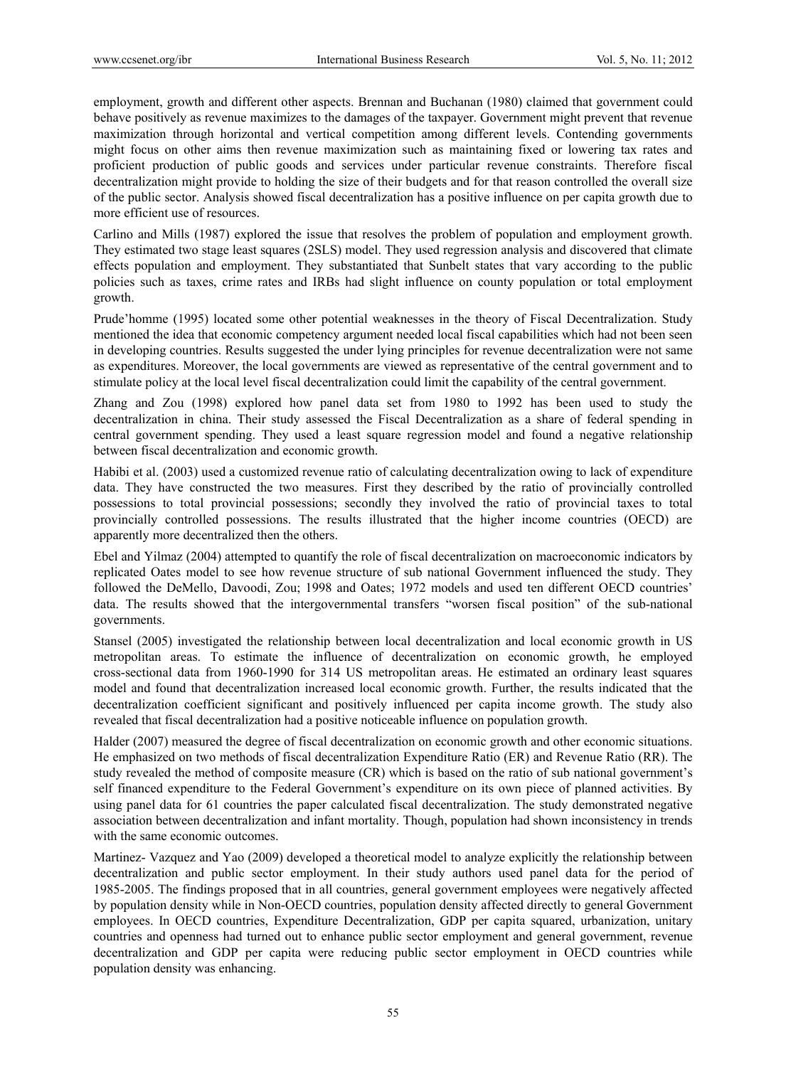employment, growth and different other aspects. Brennan and Buchanan (1980) claimed that government could behave positively as revenue maximizes to the damages of the taxpayer. Government might prevent that revenue maximization through horizontal and vertical competition among different levels. Contending governments might focus on other aims then revenue maximization such as maintaining fixed or lowering tax rates and proficient production of public goods and services under particular revenue constraints. Therefore fiscal decentralization might provide to holding the size of their budgets and for that reason controlled the overall size of the public sector. Analysis showed fiscal decentralization has a positive influence on per capita growth due to more efficient use of resources.

Carlino and Mills (1987) explored the issue that resolves the problem of population and employment growth. They estimated two stage least squares (2SLS) model. They used regression analysis and discovered that climate effects population and employment. They substantiated that Sunbelt states that vary according to the public policies such as taxes, crime rates and IRBs had slight influence on county population or total employment growth.

Prude'homme (1995) located some other potential weaknesses in the theory of Fiscal Decentralization. Study mentioned the idea that economic competency argument needed local fiscal capabilities which had not been seen in developing countries. Results suggested the under lying principles for revenue decentralization were not same as expenditures. Moreover, the local governments are viewed as representative of the central government and to stimulate policy at the local level fiscal decentralization could limit the capability of the central government.

Zhang and Zou (1998) explored how panel data set from 1980 to 1992 has been used to study the decentralization in china. Their study assessed the Fiscal Decentralization as a share of federal spending in central government spending. They used a least square regression model and found a negative relationship between fiscal decentralization and economic growth.

Habibi et al. (2003) used a customized revenue ratio of calculating decentralization owing to lack of expenditure data. They have constructed the two measures. First they described by the ratio of provincially controlled possessions to total provincial possessions; secondly they involved the ratio of provincial taxes to total provincially controlled possessions. The results illustrated that the higher income countries (OECD) are apparently more decentralized then the others.

Ebel and Yilmaz (2004) attempted to quantify the role of fiscal decentralization on macroeconomic indicators by replicated Oates model to see how revenue structure of sub national Government influenced the study. They followed the DeMello, Davoodi, Zou; 1998 and Oates; 1972 models and used ten different OECD countries' data. The results showed that the intergovernmental transfers "worsen fiscal position" of the sub-national governments.

Stansel (2005) investigated the relationship between local decentralization and local economic growth in US metropolitan areas. To estimate the influence of decentralization on economic growth, he employed cross-sectional data from 1960-1990 for 314 US metropolitan areas. He estimated an ordinary least squares model and found that decentralization increased local economic growth. Further, the results indicated that the decentralization coefficient significant and positively influenced per capita income growth. The study also revealed that fiscal decentralization had a positive noticeable influence on population growth.

Halder (2007) measured the degree of fiscal decentralization on economic growth and other economic situations. He emphasized on two methods of fiscal decentralization Expenditure Ratio (ER) and Revenue Ratio (RR). The study revealed the method of composite measure (CR) which is based on the ratio of sub national government's self financed expenditure to the Federal Government's expenditure on its own piece of planned activities. By using panel data for 61 countries the paper calculated fiscal decentralization. The study demonstrated negative association between decentralization and infant mortality. Though, population had shown inconsistency in trends with the same economic outcomes.

Martinez- Vazquez and Yao (2009) developed a theoretical model to analyze explicitly the relationship between decentralization and public sector employment. In their study authors used panel data for the period of 1985-2005. The findings proposed that in all countries, general government employees were negatively affected by population density while in Non-OECD countries, population density affected directly to general Government employees. In OECD countries, Expenditure Decentralization, GDP per capita squared, urbanization, unitary countries and openness had turned out to enhance public sector employment and general government, revenue decentralization and GDP per capita were reducing public sector employment in OECD countries while population density was enhancing.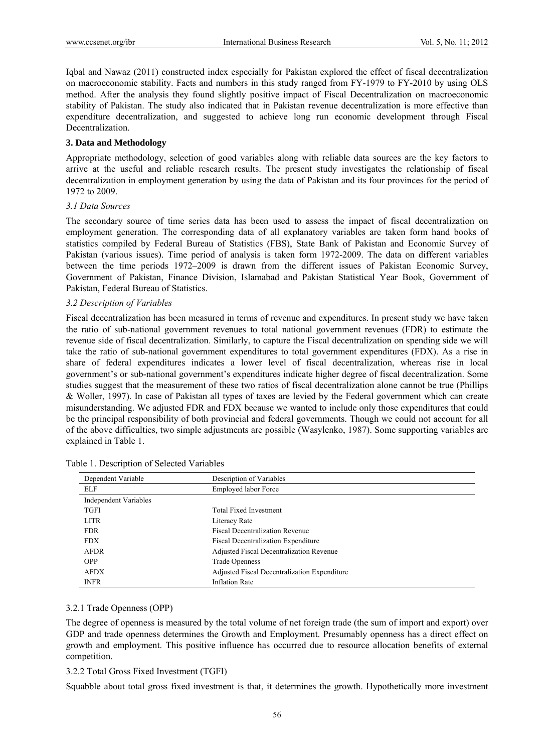Iqbal and Nawaz (2011) constructed index especially for Pakistan explored the effect of fiscal decentralization on macroeconomic stability. Facts and numbers in this study ranged from FY-1979 to FY-2010 by using OLS method. After the analysis they found slightly positive impact of Fiscal Decentralization on macroeconomic stability of Pakistan. The study also indicated that in Pakistan revenue decentralization is more effective than expenditure decentralization, and suggested to achieve long run economic development through Fiscal Decentralization.

## 3. Data and Methodology

Appropriate methodology, selection of good variables along with reliable data sources are the key factors to arrive at the useful and reliable research results. The present study investigates the relationship of fiscal decentralization in employment generation by using the data of Pakistan and its four provinces for the period of 1972 to 2009.

### *3.1 Data Sources*

The secondary source of time series data has been used to assess the impact of fiscal decentralization on employment generation. The corresponding data of all explanatory variables are taken form hand books of statistics compiled by Federal Bureau of Statistics (FBS), State Bank of Pakistan and Economic Survey of Pakistan (various issues). Time period of analysis is taken form 1972-2009. The data on different variables between the time periods 1972–2009 is drawn from the different issues of Pakistan Economic Survey, Government of Pakistan, Finance Division, Islamabad and Pakistan Statistical Year Book, Government of Pakistan, Federal Bureau of Statistics.

### *3.2 Description of Variables*

Fiscal decentralization has been measured in terms of revenue and expenditures. In present study we have taken the ratio of sub-national government revenues to total national government revenues (FDR) to estimate the revenue side of fiscal decentralization. Similarly, to capture the Fiscal decentralization on spending side we will take the ratio of sub-national government expenditures to total government expenditures (FDX). As a rise in share of federal expenditures indicates a lower level of fiscal decentralization, whereas rise in local government's or sub-national government's expenditures indicate higher degree of fiscal decentralization. Some studies suggest that the measurement of these two ratios of fiscal decentralization alone cannot be true (Phillips & Woller, 1997). In case of Pakistan all types of taxes are levied by the Federal government which can create misunderstanding. We adjusted FDR and FDX because we wanted to include only those expenditures that could be the principal responsibility of both provincial and federal governments. Though we could not account for all of the above difficulties, two simple adjustments are possible (Wasylenko, 1987). Some supporting variables are explained in Table 1.

Table 1. Description of Selected Variables

| Dependent Variable | Description of Variables |
|---|---|
| ELF | Employed labor Force |
| Independent Variables | |
| TGFI | Total Fixed Investment |
| LITR | Literacy Rate |
| FDR | Fiscal Decentralization Revenue |
| FDX | Fiscal Decentralization Expenditure |
| AFDR | Adjusted Fiscal Decentralization Revenue |
| OPP | Trade Openness |
| AFDX | Adjusted Fiscal Decentralization Expenditure |
| INFR | Inflation Rate |

#### 3.2.1 Trade Openness (OPP)

The degree of openness is measured by the total volume of net foreign trade (the sum of import and export) over GDP and trade openness determines the Growth and Employment. Presumably openness has a direct effect on growth and employment. This positive influence has occurred due to resource allocation benefits of external competition.

#### 3.2.2 Total Gross Fixed Investment (TGFI)

Squabble about total gross fixed investment is that, it determines the growth. Hypothetically more investment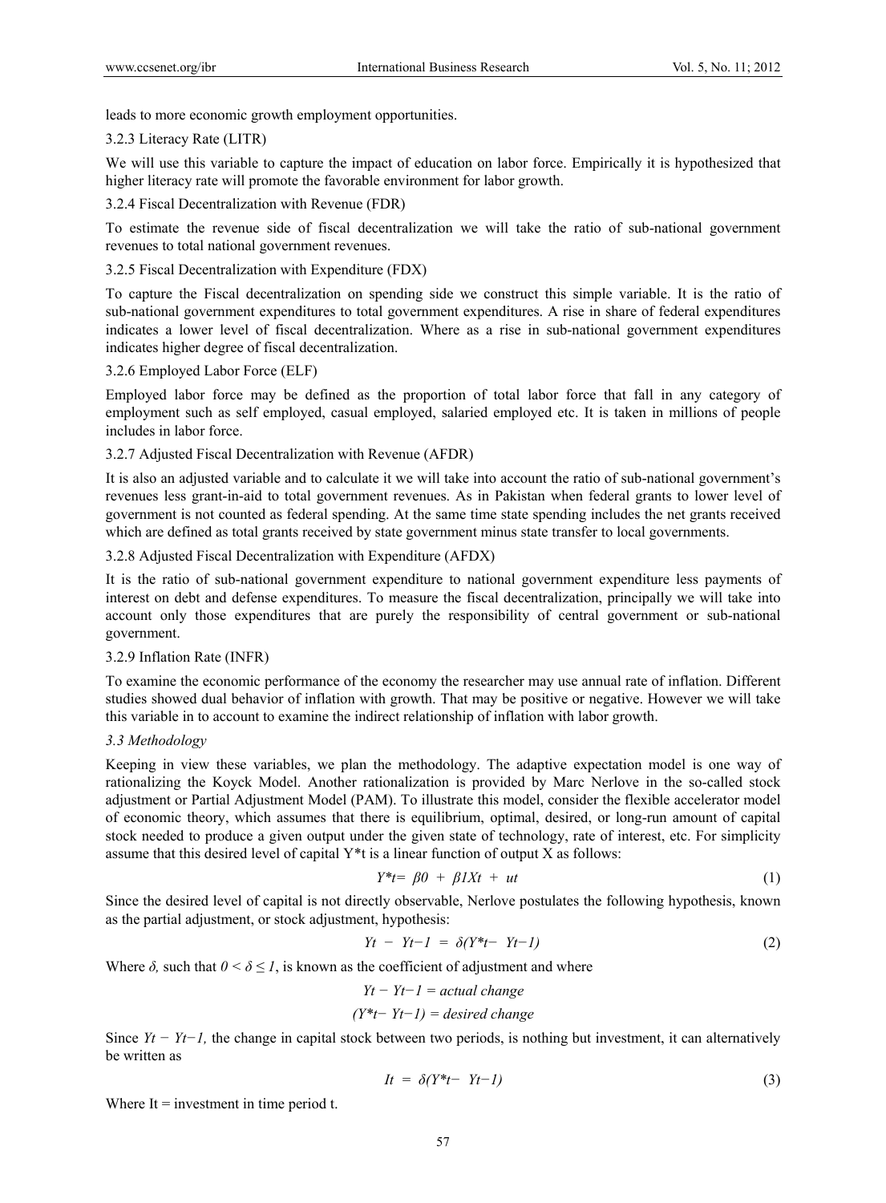leads to more economic growth employment opportunities.

3.2.3 Literacy Rate (LITR)

We will use this variable to capture the impact of education on labor force. Empirically it is hypothesized that higher literacy rate will promote the favorable environment for labor growth.

3.2.4 Fiscal Decentralization with Revenue (FDR)

To estimate the revenue side of fiscal decentralization we will take the ratio of sub-national government revenues to total national government revenues.

3.2.5 Fiscal Decentralization with Expenditure (FDX)

To capture the Fiscal decentralization on spending side we construct this simple variable. It is the ratio of sub-national government expenditures to total government expenditures. A rise in share of federal expenditures indicates a lower level of fiscal decentralization. Where as a rise in sub-national government expenditures indicates higher degree of fiscal decentralization.

3.2.6 Employed Labor Force (ELF)

Employed labor force may be defined as the proportion of total labor force that fall in any category of employment such as self employed, casual employed, salaried employed etc. It is taken in millions of people includes in labor force.

3.2.7 Adjusted Fiscal Decentralization with Revenue (AFDR)

It is also an adjusted variable and to calculate it we will take into account the ratio of sub-national government's revenues less grant-in-aid to total government revenues. As in Pakistan when federal grants to lower level of government is not counted as federal spending. At the same time state spending includes the net grants received which are defined as total grants received by state government minus state transfer to local governments.

3.2.8 Adjusted Fiscal Decentralization with Expenditure (AFDX)

It is the ratio of sub-national government expenditure to national government expenditure less payments of interest on debt and defense expenditures. To measure the fiscal decentralization, principally we will take into account only those expenditures that are purely the responsibility of central government or sub-national government.

3.2.9 Inflation Rate (INFR)

To examine the economic performance of the economy the researcher may use annual rate of inflation. Different studies showed dual behavior of inflation with growth. That may be positive or negative. However we will take this variable in to account to examine the indirect relationship of inflation with labor growth.

### *3.3 Methodology*

Keeping in view these variables, we plan the methodology. The adaptive expectation model is one way of rationalizing the Koyck Model. Another rationalization is provided by Marc Nerlove in the so-called stock adjustment or Partial Adjustment Model (PAM). To illustrate this model, consider the flexible accelerator model of economic theory, which assumes that there is equilibrium, optimal, desired, or long-run amount of capital stock needed to produce a given output under the given state of technology, rate of interest, etc. For simplicity assume that this desired level of capital $Y^*_t$ is a linear function of output X as follows:

$$Y^*_t = \beta_0 + \beta_1 X_t + u_t \tag{1}$$

Since the desired level of capital is not directly observable, Nerlove postulates the following hypothesis, known as the partial adjustment, or stock adjustment, hypothesis:

$$Y_t - Y_{t-1} = \delta(Y^*_t - Y_{t-1}) \tag{2}$$

Where $\delta$, such that $0 < \delta \leq 1$, is known as the coefficient of adjustment and where

$$Y_t - Y_{t-1} = \text{actual change}$$

$$(Y^*_t - Y_{t-1}) = \text{desired change}$$

Since $Y_t - Y_{t-1}$, the change in capital stock between two periods, is nothing but investment, it can alternatively be written as

$$I_t = \delta(Y^*_t - Y_{t-1}) \tag{3}$$

Where $I_t$ = investment in time period t.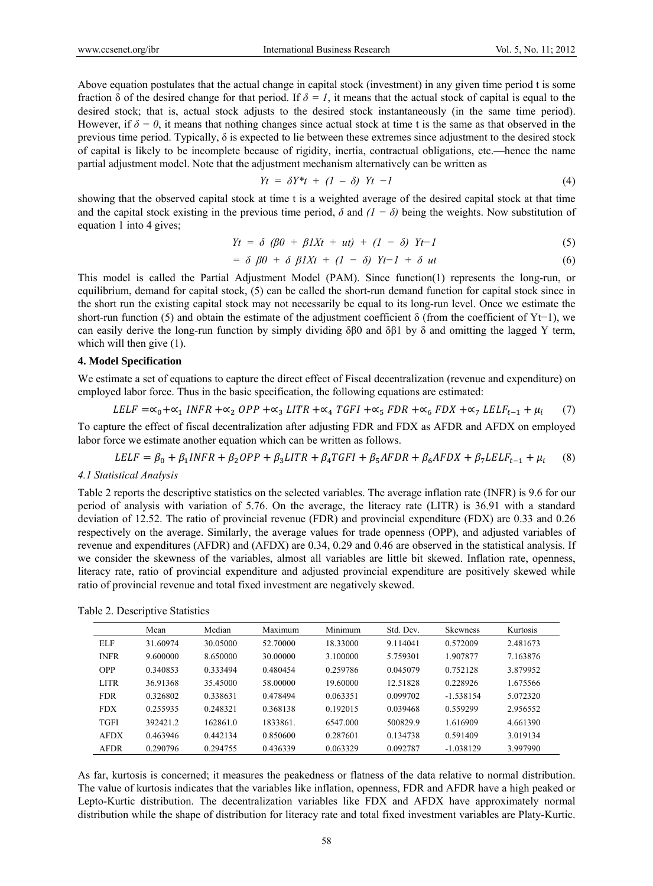Above equation postulates that the actual change in capital stock (investment) in any given time period t is some fraction δ of the desired change for that period. If *δ = 1*, it means that the actual stock of capital is equal to the desired stock; that is, actual stock adjusts to the desired stock instantaneously (in the same time period). However, if *δ = 0*, it means that nothing changes since actual stock at time t is the same as that observed in the previous time period. Typically, δ is expected to lie between these extremes since adjustment to the desired stock of capital is likely to be incomplete because of rigidity, inertia, contractual obligations, etc.—hence the name partial adjustment model. Note that the adjustment mechanism alternatively can be written as

$$Y_t = \delta Y^*_t + (1 - \delta) Y_{t-1} \tag{4}$$

showing that the observed capital stock at time t is a weighted average of the desired capital stock at that time and the capital stock existing in the previous time period, *δ* and *(1 − δ)* being the weights. Now substitution of equation 1 into 4 gives;

$$Y_t = \delta (\beta_0 + \beta_1 X_t + u_t) + (1 - \delta) Y_{t-1} \tag{5}$$

$$= \delta \beta_0 + \delta \beta_1 X_t + (1 - \delta) Y_{t-1} + \delta u_t \tag{6}$$

This model is called the Partial Adjustment Model (PAM). Since function(1) represents the long-run, or equilibrium, demand for capital stock, (5) can be called the short-run demand function for capital stock since in the short run the existing capital stock may not necessarily be equal to its long-run level. Once we estimate the short-run function (5) and obtain the estimate of the adjustment coefficient δ (from the coefficient of $Y_{t-1}$), we can easily derive the long-run function by simply dividing $\delta\beta_0$ and $\delta\beta_1$ by δ and omitting the lagged Y term, which will then give (1).

## 4. Model Specification

We estimate a set of equations to capture the direct effect of Fiscal decentralization (revenue and expenditure) on employed labor force. Thus in the basic specification, the following equations are estimated:

$$LELF = \alpha_0 + \alpha_1\, INFR + \alpha_2\, OPP + \alpha_3\, LITR + \alpha_4\, TGFI + \alpha_5\, FDR + \alpha_6\, FDX + \alpha_7\, LELF_{t-1} + \mu_i \tag{7}$$

To capture the effect of fiscal decentralization after adjusting FDR and FDX as AFDR and AFDX on employed labor force we estimate another equation which can be written as follows.

$$LELF = \beta_0 + \beta_1 INFR + \beta_2 OPP + \beta_3 LITR + \beta_4 TGFI + \beta_5 AFDR + \beta_6 AFDX + \beta_7 LELF_{t-1} + \mu_i \tag{8}$$

### 4.1 Statistical Analysis

Table 2 reports the descriptive statistics on the selected variables. The average inflation rate (INFR) is 9.6 for our period of analysis with variation of 5.76. On the average, the literacy rate (LITR) is 36.91 with a standard deviation of 12.52. The ratio of provincial revenue (FDR) and provincial expenditure (FDX) are 0.33 and 0.26 respectively on the average. Similarly, the average values for trade openness (OPP), and adjusted variables of revenue and expenditures (AFDR) and (AFDX) are 0.34, 0.29 and 0.46 are observed in the statistical analysis. If we consider the skewness of the variables, almost all variables are little bit skewed. Inflation rate, openness, literacy rate, ratio of provincial expenditure and adjusted provincial expenditure are positively skewed while ratio of provincial revenue and total fixed investment are negatively skewed.

Table 2. Descriptive Statistics

| | Mean | Median | Maximum | Minimum | Std. Dev. | Skewness | Kurtosis |
|---|---|---|---|---|---|---|---|
| ELF | 31.60974 | 30.05000 | 52.70000 | 18.33000 | 9.114041 | 0.572009 | 2.481673 |
| INFR | 9.600000 | 8.650000 | 30.00000 | 3.100000 | 5.759301 | 1.907877 | 7.163876 |
| OPP | 0.340853 | 0.333494 | 0.480454 | 0.259786 | 0.045079 | 0.752128 | 3.879952 |
| LITR | 36.91368 | 35.45000 | 58.00000 | 19.60000 | 12.51828 | 0.228926 | 1.675566 |
| FDR | 0.326802 | 0.338631 | 0.478494 | 0.063351 | 0.099702 | -1.538154 | 5.072320 |
| FDX | 0.255935 | 0.248321 | 0.368138 | 0.192015 | 0.039468 | 0.559299 | 2.956552 |
| TGFI | 392421.2 | 162861.0 | 1833861. | 6547.000 | 500829.9 | 1.616909 | 4.661390 |
| AFDX | 0.463946 | 0.442134 | 0.850600 | 0.287601 | 0.134738 | 0.591409 | 3.019134 |
| AFDR | 0.290796 | 0.294755 | 0.436339 | 0.063329 | 0.092787 | -1.038129 | 3.997990 |

As far, kurtosis is concerned; it measures the peakedness or flatness of the data relative to normal distribution. The value of kurtosis indicates that the variables like inflation, openness, FDR and AFDR have a high peaked or Lepto-Kurtic distribution. The decentralization variables like FDX and AFDX have approximately normal distribution while the shape of distribution for literacy rate and total fixed investment variables are Platy-Kurtic.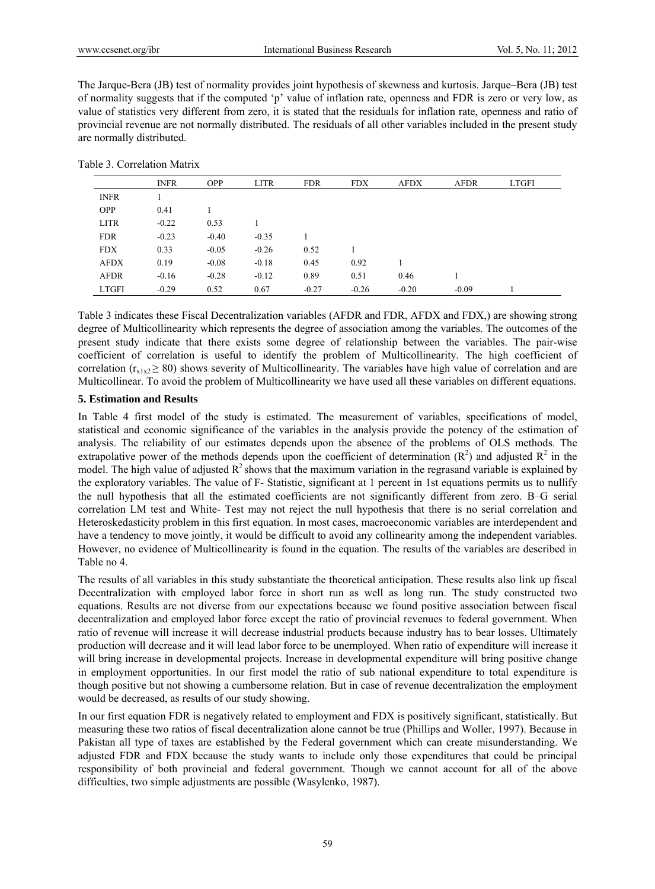The Jarque-Bera (JB) test of normality provides joint hypothesis of skewness and kurtosis. Jarque–Bera (JB) test of normality suggests that if the computed 'p' value of inflation rate, openness and FDR is zero or very low, as value of statistics very different from zero, it is stated that the residuals for inflation rate, openness and ratio of provincial revenue are not normally distributed. The residuals of all other variables included in the present study are normally distributed.

Table 3. Correlation Matrix

| | INFR | OPP | LITR | FDR | FDX | AFDX | AFDR | LTGFI |
|---|---|---|---|---|---|---|---|---|
| INFR | 1 | | | | | | | |
| OPP | 0.41 | 1 | | | | | | |
| LITR | -0.22 | 0.53 | 1 | | | | | |
| FDR | -0.23 | -0.40 | -0.35 | 1 | | | | |
| FDX | 0.33 | -0.05 | -0.26 | 0.52 | 1 | | | |
| AFDX | 0.19 | -0.08 | -0.18 | 0.45 | 0.92 | 1 | | |
| AFDR | -0.16 | -0.28 | -0.12 | 0.89 | 0.51 | 0.46 | 1 | |
| LTGFI | -0.29 | 0.52 | 0.67 | -0.27 | -0.26 | -0.20 | -0.09 | 1 |

Table 3 indicates these Fiscal Decentralization variables (AFDR and FDR, AFDX and FDX,) are showing strong degree of Multicollinearity which represents the degree of association among the variables. The outcomes of the present study indicate that there exists some degree of relationship between the variables. The pair-wise coefficient of correlation is useful to identify the problem of Multicollinearity. The high coefficient of correlation ($r_{x1x2} \geq 80$) shows severity of Multicollinearity. The variables have high value of correlation and are Multicollinear. To avoid the problem of Multicollinearity we have used all these variables on different equations.

## 5. Estimation and Results

In Table 4 first model of the study is estimated. The measurement of variables, specifications of model, statistical and economic significance of the variables in the analysis provide the potency of the estimation of analysis. The reliability of our estimates depends upon the absence of the problems of OLS methods. The extrapolative power of the methods depends upon the coefficient of determination ($R^2$) and adjusted $R^2$ in the model. The high value of adjusted $R^2$ shows that the maximum variation in the regrasand variable is explained by the exploratory variables. The value of F- Statistic, significant at 1 percent in 1st equations permits us to nullify the null hypothesis that all the estimated coefficients are not significantly different from zero. B–G serial correlation LM test and White- Test may not reject the null hypothesis that there is no serial correlation and Heteroskedasticity problem in this first equation. In most cases, macroeconomic variables are interdependent and have a tendency to move jointly, it would be difficult to avoid any collinearity among the independent variables. However, no evidence of Multicollinearity is found in the equation. The results of the variables are described in Table no 4.

The results of all variables in this study substantiate the theoretical anticipation. These results also link up fiscal Decentralization with employed labor force in short run as well as long run. The study constructed two equations. Results are not diverse from our expectations because we found positive association between fiscal decentralization and employed labor force except the ratio of provincial revenues to federal government. When ratio of revenue will increase it will decrease industrial products because industry has to bear losses. Ultimately production will decrease and it will lead labor force to be unemployed. When ratio of expenditure will increase it will bring increase in developmental projects. Increase in developmental expenditure will bring positive change in employment opportunities. In our first model the ratio of sub national expenditure to total expenditure is though positive but not showing a cumbersome relation. But in case of revenue decentralization the employment would be decreased, as results of our study showing.

In our first equation FDR is negatively related to employment and FDX is positively significant, statistically. But measuring these two ratios of fiscal decentralization alone cannot be true (Phillips and Woller, 1997). Because in Pakistan all type of taxes are established by the Federal government which can create misunderstanding. We adjusted FDR and FDX because the study wants to include only those expenditures that could be principal responsibility of both provincial and federal government. Though we cannot account for all of the above difficulties, two simple adjustments are possible (Wasylenko, 1987).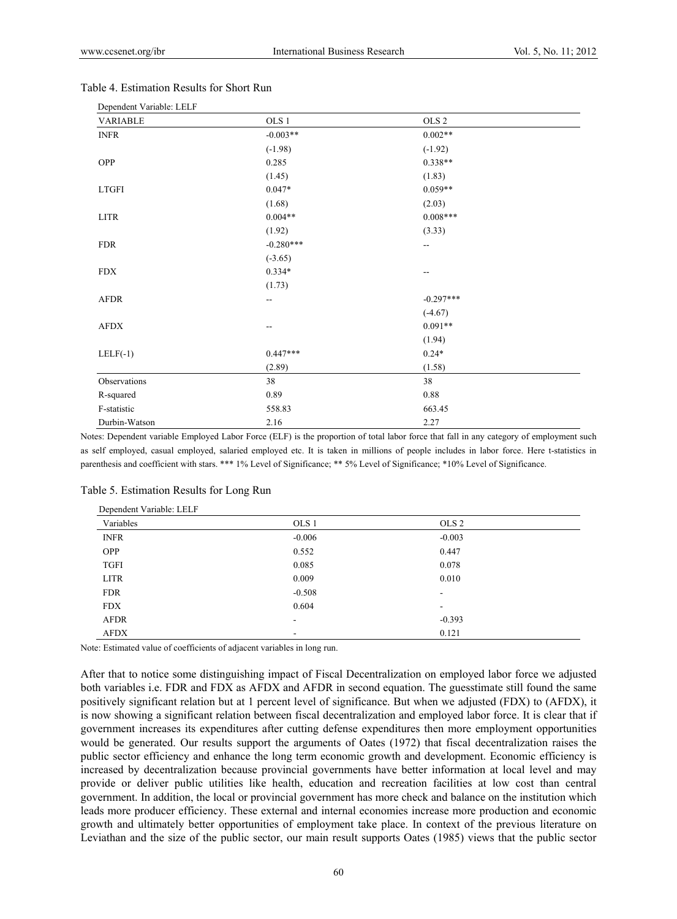Table 4. Estimation Results for Short Run

| Dependent Variable: LELF | | |
|---|---|---|
| VARIABLE | OLS 1 | OLS 2 |
| INFR | -0.003** | 0.002** |
| | (-1.98) | (-1.92) |
| OPP | 0.285 | 0.338** |
| | (1.45) | (1.83) |
| LTGFI | 0.047* | 0.059** |
| | (1.68) | (2.03) |
| LITR | 0.004** | 0.008*** |
| | (1.92) | (3.33) |
| FDR | -0.280*** | -- |
| | (-3.65) | |
| FDX | 0.334* | -- |
| | (1.73) | |
| AFDR | -- | -0.297*** |
| | | (-4.67) |
| AFDX | -- | 0.091** |
| | | (1.94) |
| LELF(-1) | 0.447*** | 0.24* |
| | (2.89) | (1.58) |
| Observations | 38 | 38 |
| R-squared | 0.89 | 0.88 |
| F-statistic | 558.83 | 663.45 |
| Durbin-Watson | 2.16 | 2.27 |

Notes: Dependent variable Employed Labor Force (ELF) is the proportion of total labor force that fall in any category of employment such as self employed, casual employed, salaried employed etc. It is taken in millions of people includes in labor force. Here t-statistics in parenthesis and coefficient with stars. *** 1% Level of Significance; ** 5% Level of Significance; *10% Level of Significance.

Table 5. Estimation Results for Long Run

| Dependent Variable: LELF | | |
|---|---|---|
| Variables | OLS 1 | OLS 2 |
| INFR | -0.006 | -0.003 |
| OPP | 0.552 | 0.447 |
| TGFI | 0.085 | 0.078 |
| LITR | 0.009 | 0.010 |
| FDR | -0.508 | - |
| FDX | 0.604 | - |
| AFDR | - | -0.393 |
| AFDX | - | 0.121 |

Note: Estimated value of coefficients of adjacent variables in long run.

After that to notice some distinguishing impact of Fiscal Decentralization on employed labor force we adjusted both variables i.e. FDR and FDX as AFDX and AFDR in second equation. The guesstimate still found the same positively significant relation but at 1 percent level of significance. But when we adjusted (FDX) to (AFDX), it is now showing a significant relation between fiscal decentralization and employed labor force. It is clear that if government increases its expenditures after cutting defense expenditures then more employment opportunities would be generated. Our results support the arguments of Oates (1972) that fiscal decentralization raises the public sector efficiency and enhance the long term economic growth and development. Economic efficiency is increased by decentralization because provincial governments have better information at local level and may provide or deliver public utilities like health, education and recreation facilities at low cost than central government. In addition, the local or provincial government has more check and balance on the institution which leads more producer efficiency. These external and internal economies increase more production and economic growth and ultimately better opportunities of employment take place. In context of the previous literature on Leviathan and the size of the public sector, our main result supports Oates (1985) views that the public sector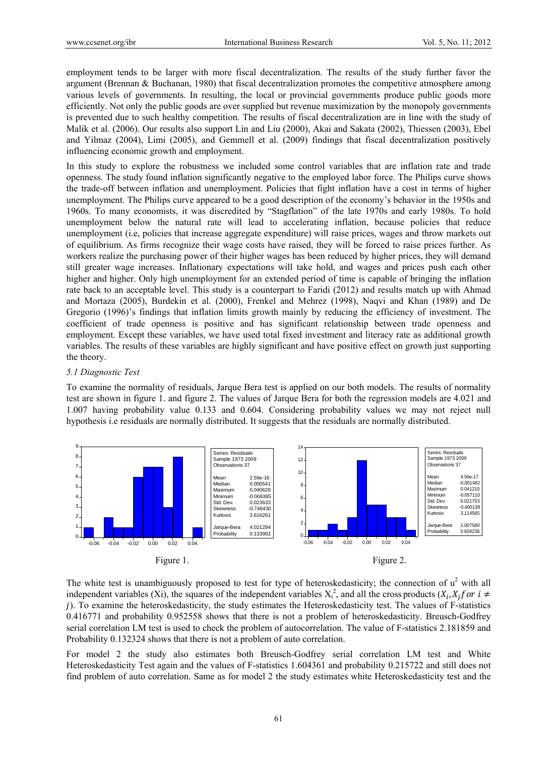employment tends to be larger with more fiscal decentralization. The results of the study further favor the argument (Brennan & Buchanan, 1980) that fiscal decentralization promotes the competitive atmosphere among various levels of governments. In resulting, the local or provincial governments produce public goods more efficiently. Not only the public goods are over supplied but revenue maximization by the monopoly governments is prevented due to such healthy competition. The results of fiscal decentralization are in line with the study of Malik et al. (2006). Our results also support Lin and Liu (2000), Akai and Sakata (2002), Thiessen (2003), Ebel and Yilmaz (2004), Limi (2005), and Gemmell et al. (2009) findings that fiscal decentralization positively influencing economic growth and employment.

In this study to explore the robustness we included some control variables that are inflation rate and trade openness. The study found inflation significantly negative to the employed labor force. The Philips curve shows the trade-off between inflation and unemployment. Policies that fight inflation have a cost in terms of higher unemployment. The Philips curve appeared to be a good description of the economy's behavior in the 1950s and 1960s. To many economists, it was discredited by "Stagflation" of the late 1970s and early 1980s. To hold unemployment below the natural rate will lead to accelerating inflation, because policies that reduce unemployment (i.e, policies that increase aggregate expenditure) will raise prices, wages and throw markets out of equilibrium. As firms recognize their wage costs have raised, they will be forced to raise prices further. As workers realize the purchasing power of their higher wages has been reduced by higher prices, they will demand still greater wage increases. Inflationary expectations will take hold, and wages and prices push each other higher and higher. Only high unemployment for an extended period of time is capable of bringing the inflation rate back to an acceptable level. This study is a counterpart to Faridi (2012) and results match up with Ahmad and Mortaza (2005), Burdekin et al. (2000), Frenkel and Mehrez (1998), Naqvi and Khan (1989) and De Gregorio (1996)'s findings that inflation limits growth mainly by reducing the efficiency of investment. The coefficient of trade openness is positive and has significant relationship between trade openness and employment. Except these variables, we have used total fixed investment and literacy rate as additional growth variables. The results of these variables are highly significant and have positive effect on growth just supporting the theory.

### *5.1 Diagnostic Test*

To examine the normality of residuals, Jarque Bera test is applied on our both models. The results of normality test are shown in figure 1. and figure 2. The values of Jarque Bera for both the regression models are 4.021 and 1.007 having probability value 0.133 and 0.604. Considering probability values we may not reject null hypothesis i.e residuals are normally distributed. It suggests that the residuals are normally distributed.

| Series: Residuals | |
|---|---|
| Sample 1973 2009 | |
| Observations 37 | |
| Mean | 2.59e-16 |
| Median | 0.000541 |
| Maximum | 0.040626 |
| Minimum | -0.069385 |
| Std. Dev. | 0.023633 |
| Skewness | -0.746430 |
| Kurtosis | 3.616261 |
| Jarque-Bera | 4.021294 |
| Probability | 0.133902 |

Figure 1.

| Series: Residuals | |
|---|---|
| Sample 1973 2009 | |
| Observations 37 | |
| Mean | 4.56e-17 |
| Median | -0.001482 |
| Maximum | 0.041210 |
| Minimum | -0.057110 |
| Std. Dev. | 0.021703 |
| Skewness | -0.400138 |
| Kurtosis | 3.114565 |
| Jarque-Bera | 1.007580 |
| Probability | 0.604236 |

Figure 2.

The white test is unambiguously proposed to test for type of heteroskedasticity; the connection of $u^2$ with all independent variables (Xi), the squares of the independent variables $X_i^2$, and all the cross products ($X_i, X_j$ *for* $i \neq j$). To examine the heteroskedasticity, the study estimates the Heteroskedasticity test. The values of F-statistics 0.416771 and probability 0.952558 shows that there is not a problem of heteroskedasticity. Breusch-Godfrey serial correlation LM test is used to check the problem of autocorrelation. The value of F-statistics 2.181859 and Probability 0.132324 shows that there is not a problem of auto correlation.

For model 2 the study also estimates both Breusch-Godfrey serial correlation LM test and White Heteroskedasticity Test again and the values of F-statistics 1.604361 and probability 0.215722 and still does not find problem of auto correlation. Same as for model 2 the study estimates white Heteroskedasticity test and the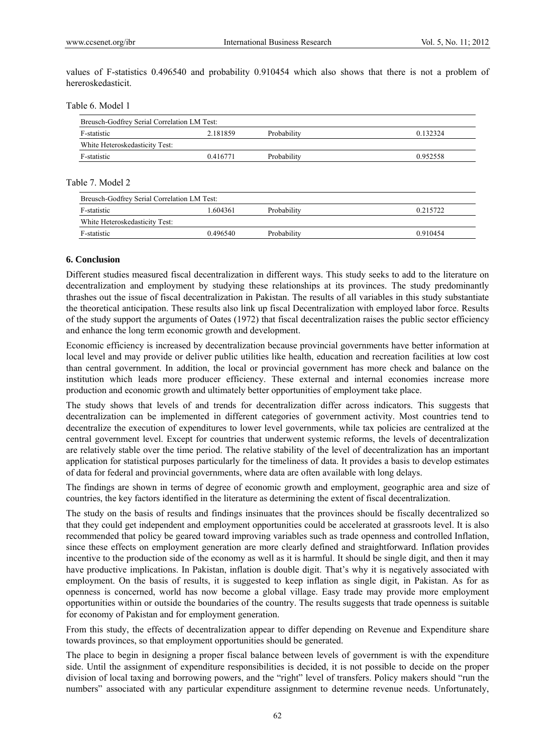values of F-statistics 0.496540 and probability 0.910454 which also shows that there is not a problem of hereroskedasticit.

Table 6. Model 1

| Breusch-Godfrey Serial Correlation LM Test: | | | |
|---|---|---|---|
| F-statistic | 2.181859 | Probability | 0.132324 |
| White Heteroskedasticity Test: | | | |
| F-statistic | 0.416771 | Probability | 0.952558 |

Table 7. Model 2

| Breusch-Godfrey Serial Correlation LM Test: | | | |
|---|---|---|---|
| F-statistic | 1.604361 | Probability | 0.215722 |
| White Heteroskedasticity Test: | | | |
| F-statistic | 0.496540 | Probability | 0.910454 |

## 6. Conclusion

Different studies measured fiscal decentralization in different ways. This study seeks to add to the literature on decentralization and employment by studying these relationships at its provinces. The study predominantly thrashes out the issue of fiscal decentralization in Pakistan. The results of all variables in this study substantiate the theoretical anticipation. These results also link up fiscal Decentralization with employed labor force. Results of the study support the arguments of Oates (1972) that fiscal decentralization raises the public sector efficiency and enhance the long term economic growth and development.

Economic efficiency is increased by decentralization because provincial governments have better information at local level and may provide or deliver public utilities like health, education and recreation facilities at low cost than central government. In addition, the local or provincial government has more check and balance on the institution which leads more producer efficiency. These external and internal economies increase more production and economic growth and ultimately better opportunities of employment take place.

The study shows that levels of and trends for decentralization differ across indicators. This suggests that decentralization can be implemented in different categories of government activity. Most countries tend to decentralize the execution of expenditures to lower level governments, while tax policies are centralized at the central government level. Except for countries that underwent systemic reforms, the levels of decentralization are relatively stable over the time period. The relative stability of the level of decentralization has an important application for statistical purposes particularly for the timeliness of data. It provides a basis to develop estimates of data for federal and provincial governments, where data are often available with long delays.

The findings are shown in terms of degree of economic growth and employment, geographic area and size of countries, the key factors identified in the literature as determining the extent of fiscal decentralization.

The study on the basis of results and findings insinuates that the provinces should be fiscally decentralized so that they could get independent and employment opportunities could be accelerated at grassroots level. It is also recommended that policy be geared toward improving variables such as trade openness and controlled Inflation, since these effects on employment generation are more clearly defined and straightforward. Inflation provides incentive to the production side of the economy as well as it is harmful. It should be single digit, and then it may have productive implications. In Pakistan, inflation is double digit. That's why it is negatively associated with employment. On the basis of results, it is suggested to keep inflation as single digit, in Pakistan. As for as openness is concerned, world has now become a global village. Easy trade may provide more employment opportunities within or outside the boundaries of the country. The results suggests that trade openness is suitable for economy of Pakistan and for employment generation.

From this study, the effects of decentralization appear to differ depending on Revenue and Expenditure share towards provinces, so that employment opportunities should be generated.

The place to begin in designing a proper fiscal balance between levels of government is with the expenditure side. Until the assignment of expenditure responsibilities is decided, it is not possible to decide on the proper division of local taxing and borrowing powers, and the "right" level of transfers. Policy makers should "run the numbers" associated with any particular expenditure assignment to determine revenue needs. Unfortunately,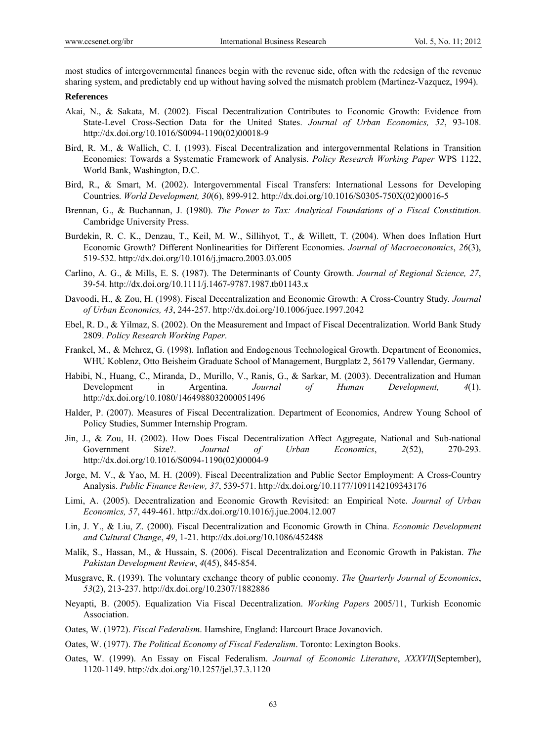most studies of intergovernmental finances begin with the revenue side, often with the redesign of the revenue sharing system, and predictably end up without having solved the mismatch problem (Martinez-Vazquez, 1994).

**References**

Akai, N., & Sakata, M. (2002). Fiscal Decentralization Contributes to Economic Growth: Evidence from State-Level Cross-Section Data for the United States. *Journal of Urban Economics, 52*, 93-108. http://dx.doi.org/10.1016/S0094-1190(02)00018-9

Bird, R. M., & Wallich, C. I. (1993). Fiscal Decentralization and intergovernmental Relations in Transition Economies: Towards a Systematic Framework of Analysis. *Policy Research Working Paper* WPS 1122, World Bank, Washington, D.C.

Bird, R., & Smart, M. (2002). Intergovernmental Fiscal Transfers: International Lessons for Developing Countries. *World Development, 30*(6), 899-912. http://dx.doi.org/10.1016/S0305-750X(02)00016-5

Brennan, G., & Buchannan, J. (1980). *The Power to Tax: Analytical Foundations of a Fiscal Constitution*. Cambridge University Press.

Burdekin, R. C. K., Denzau, T., Keil, M. W., Sillihyot, T., & Willett, T. (2004). When does Inflation Hurt Economic Growth? Different Nonlinearities for Different Economies. *Journal of Macroeconomics*, *26*(3), 519-532. http://dx.doi.org/10.1016/j.jmacro.2003.03.005

Carlino, A. G., & Mills, E. S. (1987). The Determinants of County Growth. *Journal of Regional Science, 27*, 39-54. http://dx.doi.org/10.1111/j.1467-9787.1987.tb01143.x

Davoodi, H., & Zou, H. (1998). Fiscal Decentralization and Economic Growth: A Cross-Country Study*. Journal of Urban Economics, 43*, 244-257. http://dx.doi.org/10.1006/juec.1997.2042

Ebel, R. D., & Yilmaz, S. (2002). On the Measurement and Impact of Fiscal Decentralization. World Bank Study 2809. *Policy Research Working Paper*.

Frankel, M., & Mehrez, G. (1998). Inflation and Endogenous Technological Growth. Department of Economics, WHU Koblenz, Otto Beisheim Graduate School of Management, Burgplatz 2, 56179 Vallendar, Germany.

Habibi, N., Huang, C., Miranda, D., Murillo, V., Ranis, G., & Sarkar, M. (2003). Decentralization and Human Development in Argentina. *Journal of Human Development, 4*(1). http://dx.doi.org/10.1080/1464988032000051496

Halder, P. (2007). Measures of Fiscal Decentralization. Department of Economics, Andrew Young School of Policy Studies, Summer Internship Program.

Jin, J., & Zou, H. (2002). How Does Fiscal Decentralization Affect Aggregate, National and Sub-national Government Size?. *Journal of Urban Economics*, *2*(52), 270-293. http://dx.doi.org/10.1016/S0094-1190(02)00004-9

Jorge, M. V., & Yao, M. H. (2009). Fiscal Decentralization and Public Sector Employment: A Cross-Country Analysis. *Public Finance Review, 37*, 539-571. http://dx.doi.org/10.1177/1091142109343176

Limi, A. (2005). Decentralization and Economic Growth Revisited: an Empirical Note. *Journal of Urban Economics, 57*, 449-461. http://dx.doi.org/10.1016/j.jue.2004.12.007

Lin, J. Y., & Liu, Z. (2000). Fiscal Decentralization and Economic Growth in China. *Economic Development and Cultural Change*, *49*, 1-21. http://dx.doi.org/10.1086/452488

Malik, S., Hassan, M., & Hussain, S. (2006). Fiscal Decentralization and Economic Growth in Pakistan. *The Pakistan Development Review*, *4*(45), 845-854.

Musgrave, R. (1939). The voluntary exchange theory of public economy. *The Quarterly Journal of Economics*, *53*(2), 213-237. http://dx.doi.org/10.2307/1882886

Neyapti, B. (2005). Equalization Via Fiscal Decentralization. *Working Papers* 2005/11, Turkish Economic Association.

Oates, W. (1972). *Fiscal Federalism*. Hamshire, England: Harcourt Brace Jovanovich.

Oates, W. (1977). *The Political Economy of Fiscal Federalism*. Toronto: Lexington Books.

Oates, W. (1999). An Essay on Fiscal Federalism. *Journal of Economic Literature*, *XXXVII*(September), 1120-1149. http://dx.doi.org/10.1257/jel.37.3.1120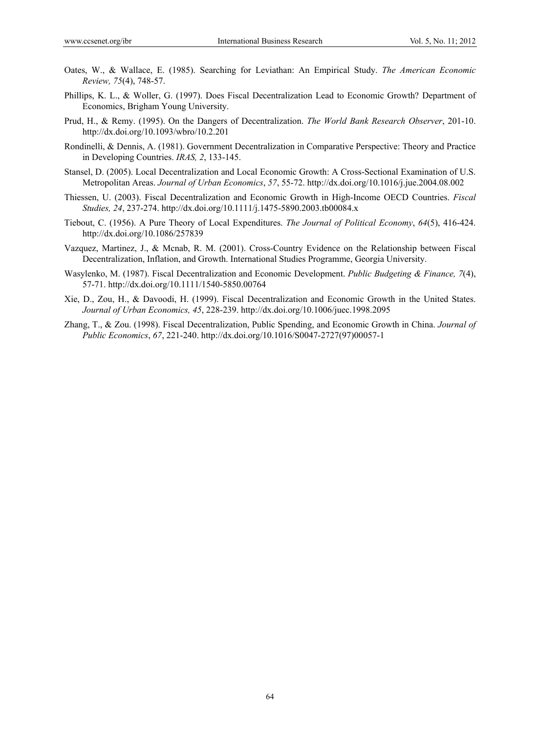Oates, W., & Wallace, E. (1985). Searching for Leviathan: An Empirical Study. *The American Economic Review, 75*(4), 748-57.

Phillips, K. L., & Woller, G. (1997). Does Fiscal Decentralization Lead to Economic Growth? Department of Economics, Brigham Young University.

Prud, H., & Remy. (1995). On the Dangers of Decentralization. *The World Bank Research Observer*, 201-10. http://dx.doi.org/10.1093/wbro/10.2.201

Rondinelli, & Dennis, A. (1981). Government Decentralization in Comparative Perspective: Theory and Practice in Developing Countries. *IRAS, 2*, 133-145.

Stansel, D. (2005). Local Decentralization and Local Economic Growth: A Cross-Sectional Examination of U.S. Metropolitan Areas. *Journal of Urban Economics*, *57*, 55-72. http://dx.doi.org/10.1016/j.jue.2004.08.002

Thiessen, U. (2003). Fiscal Decentralization and Economic Growth in High-Income OECD Countries. *Fiscal Studies, 24*, 237-274. http://dx.doi.org/10.1111/j.1475-5890.2003.tb00084.x

Tiebout, C. (1956). A Pure Theory of Local Expenditures. *The Journal of Political Economy*, *64*(5), 416-424. http://dx.doi.org/10.1086/257839

Vazquez, Martinez, J., & Mcnab, R. M. (2001). Cross-Country Evidence on the Relationship between Fiscal Decentralization, Inflation, and Growth. International Studies Programme, Georgia University.

Wasylenko, M. (1987). Fiscal Decentralization and Economic Development. *Public Budgeting & Finance, 7*(4), 57-71. http://dx.doi.org/10.1111/1540-5850.00764

Xie, D., Zou, H., & Davoodi, H. (1999). Fiscal Decentralization and Economic Growth in the United States. *Journal of Urban Economics, 45*, 228-239. http://dx.doi.org/10.1006/juec.1998.2095

Zhang, T., & Zou. (1998). Fiscal Decentralization, Public Spending, and Economic Growth in China. *Journal of Public Economics*, *67*, 221-240. http://dx.doi.org/10.1016/S0047-2727(97)00057-1